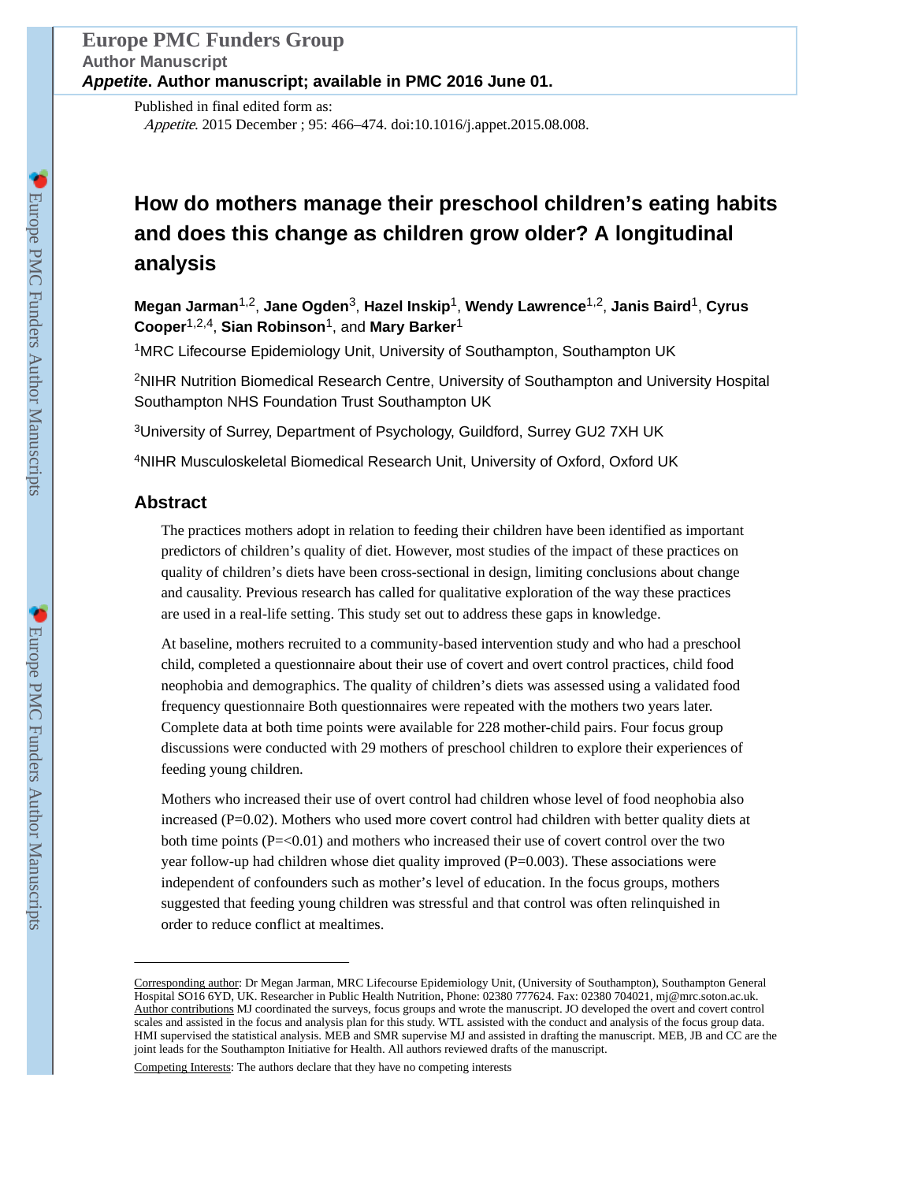Published in final edited form as:

*Appetite*. 2015 December ; 95: 466–474. doi:10.1016/j.appet.2015.08.008.

# How do mothers manage their preschool children's eating habits and does this change as children grow older? A longitudinal analysis

**Megan Jarman**[1,2], **Jane Ogden**[3], **Hazel Inskip**[1], **Wendy Lawrence**[1,2], **Janis Baird**[1], **Cyrus Cooper**[1,2,4], **Sian Robinson**[1], and **Mary Barker**[1]

[1]MRC Lifecourse Epidemiology Unit, University of Southampton, Southampton UK

[2]NIHR Nutrition Biomedical Research Centre, University of Southampton and University Hospital Southampton NHS Foundation Trust Southampton UK

[3]University of Surrey, Department of Psychology, Guildford, Surrey GU2 7XH UK

[4]NIHR Musculoskeletal Biomedical Research Unit, University of Oxford, Oxford UK

## Abstract

The practices mothers adopt in relation to feeding their children have been identified as important predictors of children's quality of diet. However, most studies of the impact of these practices on quality of children's diets have been cross-sectional in design, limiting conclusions about change and causality. Previous research has called for qualitative exploration of the way these practices are used in a real-life setting. This study set out to address these gaps in knowledge.

At baseline, mothers recruited to a community-based intervention study and who had a preschool child, completed a questionnaire about their use of covert and overt control practices, child food neophobia and demographics. The quality of children's diets was assessed using a validated food frequency questionnaire Both questionnaires were repeated with the mothers two years later. Complete data at both time points were available for 228 mother-child pairs. Four focus group discussions were conducted with 29 mothers of preschool children to explore their experiences of feeding young children.

Mothers who increased their use of overt control had children whose level of food neophobia also increased ($P=0.02$). Mothers who used more covert control had children with better quality diets at both time points ($P=<0.01$) and mothers who increased their use of covert control over the two year follow-up had children whose diet quality improved ($P=0.003$). These associations were independent of confounders such as mother's level of education. In the focus groups, mothers suggested that feeding young children was stressful and that control was often relinquished in order to reduce conflict at mealtimes.

---

Corresponding author: Dr Megan Jarman, MRC Lifecourse Epidemiology Unit, (University of Southampton), Southampton General Hospital SO16 6YD, UK. Researcher in Public Health Nutrition, Phone: 02380 777624. Fax: 02380 704021, mj@mrc.soton.ac.uk.

Author contributions MJ coordinated the surveys, focus groups and wrote the manuscript. JO developed the overt and covert control scales and assisted in the focus and analysis plan for this study. WTL assisted with the conduct and analysis of the focus group data. HMI supervised the statistical analysis. MEB and SMR supervise MJ and assisted in drafting the manuscript. MEB, JB and CC are the joint leads for the Southampton Initiative for Health. All authors reviewed drafts of the manuscript.

Competing Interests: The authors declare that they have no competing interests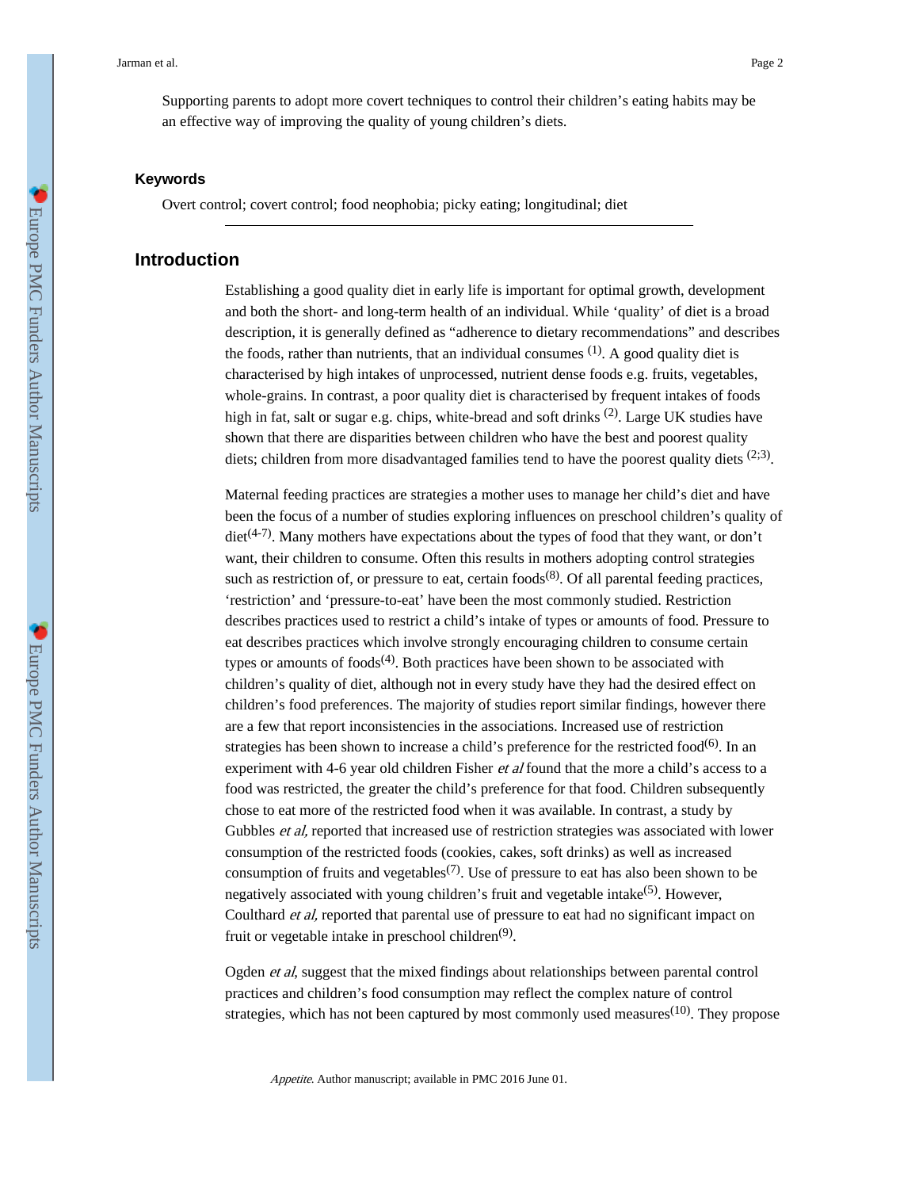Supporting parents to adopt more covert techniques to control their children's eating habits may be an effective way of improving the quality of young children's diets.

### Keywords

Overt control; covert control; food neophobia; picky eating; longitudinal; diet

## Introduction

Establishing a good quality diet in early life is important for optimal growth, development and both the short- and long-term health of an individual. While 'quality' of diet is a broad description, it is generally defined as "adherence to dietary recommendations" and describes the foods, rather than nutrients, that an individual consumes [1]. A good quality diet is characterised by high intakes of unprocessed, nutrient dense foods e.g. fruits, vegetables, whole-grains. In contrast, a poor quality diet is characterised by frequent intakes of foods high in fat, salt or sugar e.g. chips, white-bread and soft drinks [2]. Large UK studies have shown that there are disparities between children who have the best and poorest quality diets; children from more disadvantaged families tend to have the poorest quality diets [2;3].

Maternal feeding practices are strategies a mother uses to manage her child's diet and have been the focus of a number of studies exploring influences on preschool children's quality of diet[4-7]. Many mothers have expectations about the types of food that they want, or don't want, their children to consume. Often this results in mothers adopting control strategies such as restriction of, or pressure to eat, certain foods[8]. Of all parental feeding practices, 'restriction' and 'pressure-to-eat' have been the most commonly studied. Restriction describes practices used to restrict a child's intake of types or amounts of food. Pressure to eat describes practices which involve strongly encouraging children to consume certain types or amounts of foods[4]. Both practices have been shown to be associated with children's quality of diet, although not in every study have they had the desired effect on children's food preferences. The majority of studies report similar findings, however there are a few that report inconsistencies in the associations. Increased use of restriction strategies has been shown to increase a child's preference for the restricted food[6]. In an experiment with 4-6 year old children Fisher *et al* found that the more a child's access to a food was restricted, the greater the child's preference for that food. Children subsequently chose to eat more of the restricted food when it was available. In contrast, a study by Gubbles *et al,* reported that increased use of restriction strategies was associated with lower consumption of the restricted foods (cookies, cakes, soft drinks) as well as increased consumption of fruits and vegetables[7]. Use of pressure to eat has also been shown to be negatively associated with young children's fruit and vegetable intake[5]. However, Coulthard *et al,* reported that parental use of pressure to eat had no significant impact on fruit or vegetable intake in preschool children[9].

Ogden *et al*, suggest that the mixed findings about relationships between parental control practices and children's food consumption may reflect the complex nature of control strategies, which has not been captured by most commonly used measures[10]. They propose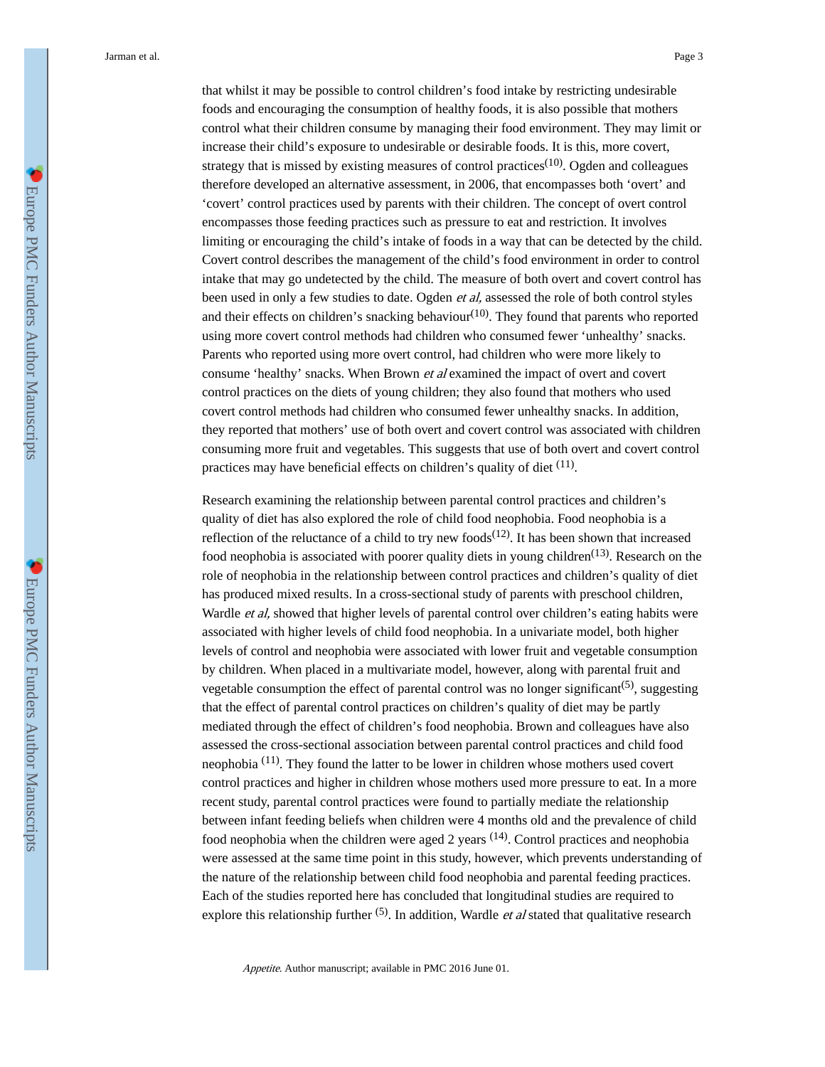that whilst it may be possible to control children's food intake by restricting undesirable foods and encouraging the consumption of healthy foods, it is also possible that mothers control what their children consume by managing their food environment. They may limit or increase their child's exposure to undesirable or desirable foods. It is this, more covert, strategy that is missed by existing measures of control practices[10]. Ogden and colleagues therefore developed an alternative assessment, in 2006, that encompasses both 'overt' and 'covert' control practices used by parents with their children. The concept of overt control encompasses those feeding practices such as pressure to eat and restriction. It involves limiting or encouraging the child's intake of foods in a way that can be detected by the child. Covert control describes the management of the child's food environment in order to control intake that may go undetected by the child. The measure of both overt and covert control has been used in only a few studies to date. Ogden *et al,* assessed the role of both control styles and their effects on children's snacking behaviour[10]. They found that parents who reported using more covert control methods had children who consumed fewer 'unhealthy' snacks. Parents who reported using more overt control, had children who were more likely to consume 'healthy' snacks. When Brown *et al* examined the impact of overt and covert control practices on the diets of young children; they also found that mothers who used covert control methods had children who consumed fewer unhealthy snacks. In addition, they reported that mothers' use of both overt and covert control was associated with children consuming more fruit and vegetables. This suggests that use of both overt and covert control practices may have beneficial effects on children's quality of diet [11].

Research examining the relationship between parental control practices and children's quality of diet has also explored the role of child food neophobia. Food neophobia is a reflection of the reluctance of a child to try new foods[12]. It has been shown that increased food neophobia is associated with poorer quality diets in young children[13]. Research on the role of neophobia in the relationship between control practices and children's quality of diet has produced mixed results. In a cross-sectional study of parents with preschool children, Wardle *et al,* showed that higher levels of parental control over children's eating habits were associated with higher levels of child food neophobia. In a univariate model, both higher levels of control and neophobia were associated with lower fruit and vegetable consumption by children. When placed in a multivariate model, however, along with parental fruit and vegetable consumption the effect of parental control was no longer significant[5], suggesting that the effect of parental control practices on children's quality of diet may be partly mediated through the effect of children's food neophobia. Brown and colleagues have also assessed the cross-sectional association between parental control practices and child food neophobia [11]. They found the latter to be lower in children whose mothers used covert control practices and higher in children whose mothers used more pressure to eat. In a more recent study, parental control practices were found to partially mediate the relationship between infant feeding beliefs when children were 4 months old and the prevalence of child food neophobia when the children were aged 2 years [14]. Control practices and neophobia were assessed at the same time point in this study, however, which prevents understanding of the nature of the relationship between child food neophobia and parental feeding practices. Each of the studies reported here has concluded that longitudinal studies are required to explore this relationship further [5]. In addition, Wardle *et al* stated that qualitative research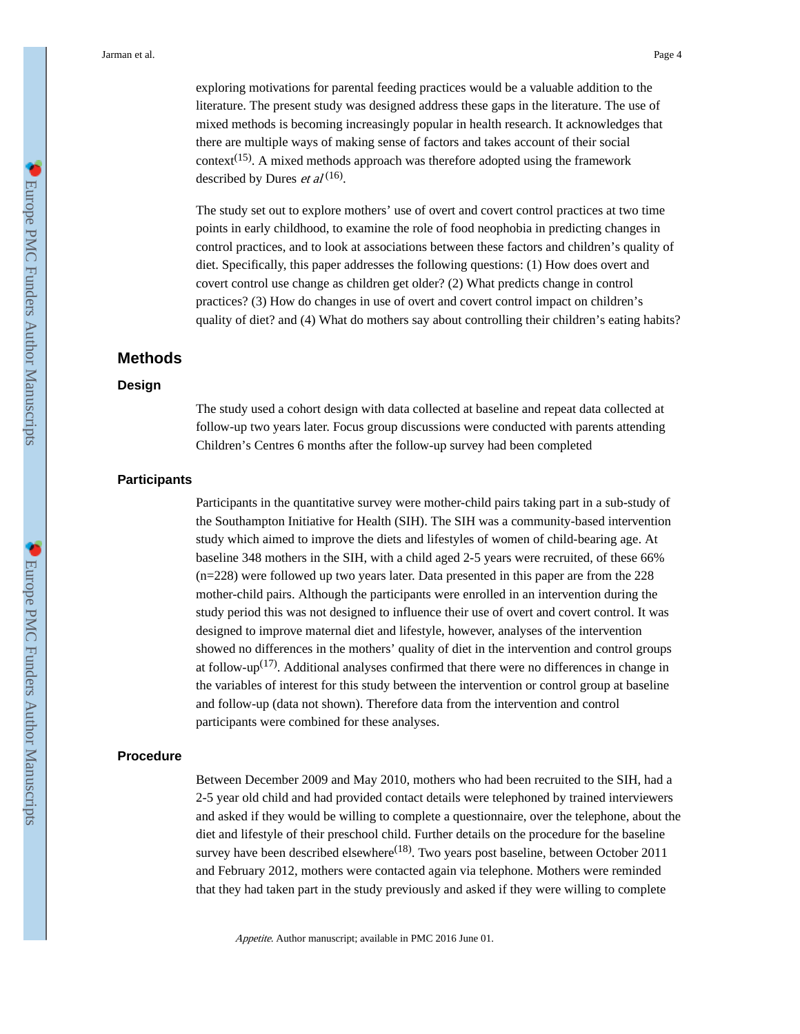exploring motivations for parental feeding practices would be a valuable addition to the literature. The present study was designed address these gaps in the literature. The use of mixed methods is becoming increasingly popular in health research. It acknowledges that there are multiple ways of making sense of factors and takes account of their social context[15]. A mixed methods approach was therefore adopted using the framework described by Dures *et al* [16].

The study set out to explore mothers' use of overt and covert control practices at two time points in early childhood, to examine the role of food neophobia in predicting changes in control practices, and to look at associations between these factors and children's quality of diet. Specifically, this paper addresses the following questions: (1) How does overt and covert control use change as children get older? (2) What predicts change in control practices? (3) How do changes in use of overt and covert control impact on children's quality of diet? and (4) What do mothers say about controlling their children's eating habits?

## Methods

### Design

The study used a cohort design with data collected at baseline and repeat data collected at follow-up two years later. Focus group discussions were conducted with parents attending Children's Centres 6 months after the follow-up survey had been completed

### Participants

Participants in the quantitative survey were mother-child pairs taking part in a sub-study of the Southampton Initiative for Health (SIH). The SIH was a community-based intervention study which aimed to improve the diets and lifestyles of women of child-bearing age. At baseline 348 mothers in the SIH, with a child aged 2-5 years were recruited, of these 66% (n=228) were followed up two years later. Data presented in this paper are from the 228 mother-child pairs. Although the participants were enrolled in an intervention during the study period this was not designed to influence their use of overt and covert control. It was designed to improve maternal diet and lifestyle, however, analyses of the intervention showed no differences in the mothers' quality of diet in the intervention and control groups at follow-up[17]. Additional analyses confirmed that there were no differences in change in the variables of interest for this study between the intervention or control group at baseline and follow-up (data not shown). Therefore data from the intervention and control participants were combined for these analyses.

### Procedure

Between December 2009 and May 2010, mothers who had been recruited to the SIH, had a 2-5 year old child and had provided contact details were telephoned by trained interviewers and asked if they would be willing to complete a questionnaire, over the telephone, about the diet and lifestyle of their preschool child. Further details on the procedure for the baseline survey have been described elsewhere[18]. Two years post baseline, between October 2011 and February 2012, mothers were contacted again via telephone. Mothers were reminded that they had taken part in the study previously and asked if they were willing to complete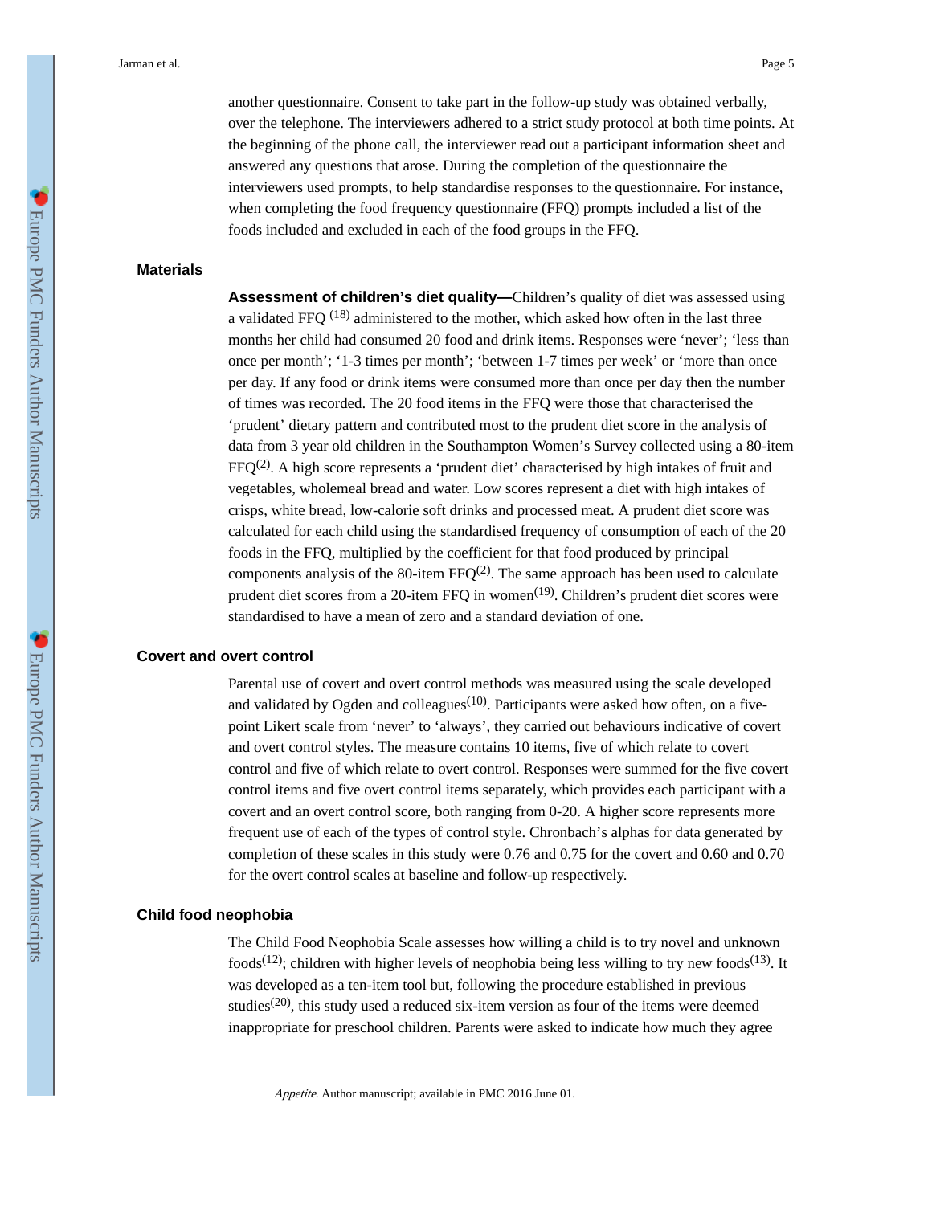another questionnaire. Consent to take part in the follow-up study was obtained verbally, over the telephone. The interviewers adhered to a strict study protocol at both time points. At the beginning of the phone call, the interviewer read out a participant information sheet and answered any questions that arose. During the completion of the questionnaire the interviewers used prompts, to help standardise responses to the questionnaire. For instance, when completing the food frequency questionnaire (FFQ) prompts included a list of the foods included and excluded in each of the food groups in the FFQ.

## Materials

**Assessment of children's diet quality—**Children's quality of diet was assessed using a validated FFQ [18] administered to the mother, which asked how often in the last three months her child had consumed 20 food and drink items. Responses were 'never'; 'less than once per month'; '1-3 times per month'; 'between 1-7 times per week' or 'more than once per day. If any food or drink items were consumed more than once per day then the number of times was recorded. The 20 food items in the FFQ were those that characterised the 'prudent' dietary pattern and contributed most to the prudent diet score in the analysis of data from 3 year old children in the Southampton Women's Survey collected using a 80-item FFQ[2]. A high score represents a 'prudent diet' characterised by high intakes of fruit and vegetables, wholemeal bread and water. Low scores represent a diet with high intakes of crisps, white bread, low-calorie soft drinks and processed meat. A prudent diet score was calculated for each child using the standardised frequency of consumption of each of the 20 foods in the FFQ, multiplied by the coefficient for that food produced by principal components analysis of the 80-item FFQ[2]. The same approach has been used to calculate prudent diet scores from a 20-item FFQ in women[19]. Children's prudent diet scores were standardised to have a mean of zero and a standard deviation of one.

## Covert and overt control

Parental use of covert and overt control methods was measured using the scale developed and validated by Ogden and colleagues[10]. Participants were asked how often, on a five-point Likert scale from 'never' to 'always', they carried out behaviours indicative of covert and overt control styles. The measure contains 10 items, five of which relate to covert control and five of which relate to overt control. Responses were summed for the five covert control items and five overt control items separately, which provides each participant with a covert and an overt control score, both ranging from 0-20. A higher score represents more frequent use of each of the types of control style. Chronbach's alphas for data generated by completion of these scales in this study were 0.76 and 0.75 for the covert and 0.60 and 0.70 for the overt control scales at baseline and follow-up respectively.

## Child food neophobia

The Child Food Neophobia Scale assesses how willing a child is to try novel and unknown foods[12]; children with higher levels of neophobia being less willing to try new foods[13]. It was developed as a ten-item tool but, following the procedure established in previous studies[20], this study used a reduced six-item version as four of the items were deemed inappropriate for preschool children. Parents were asked to indicate how much they agree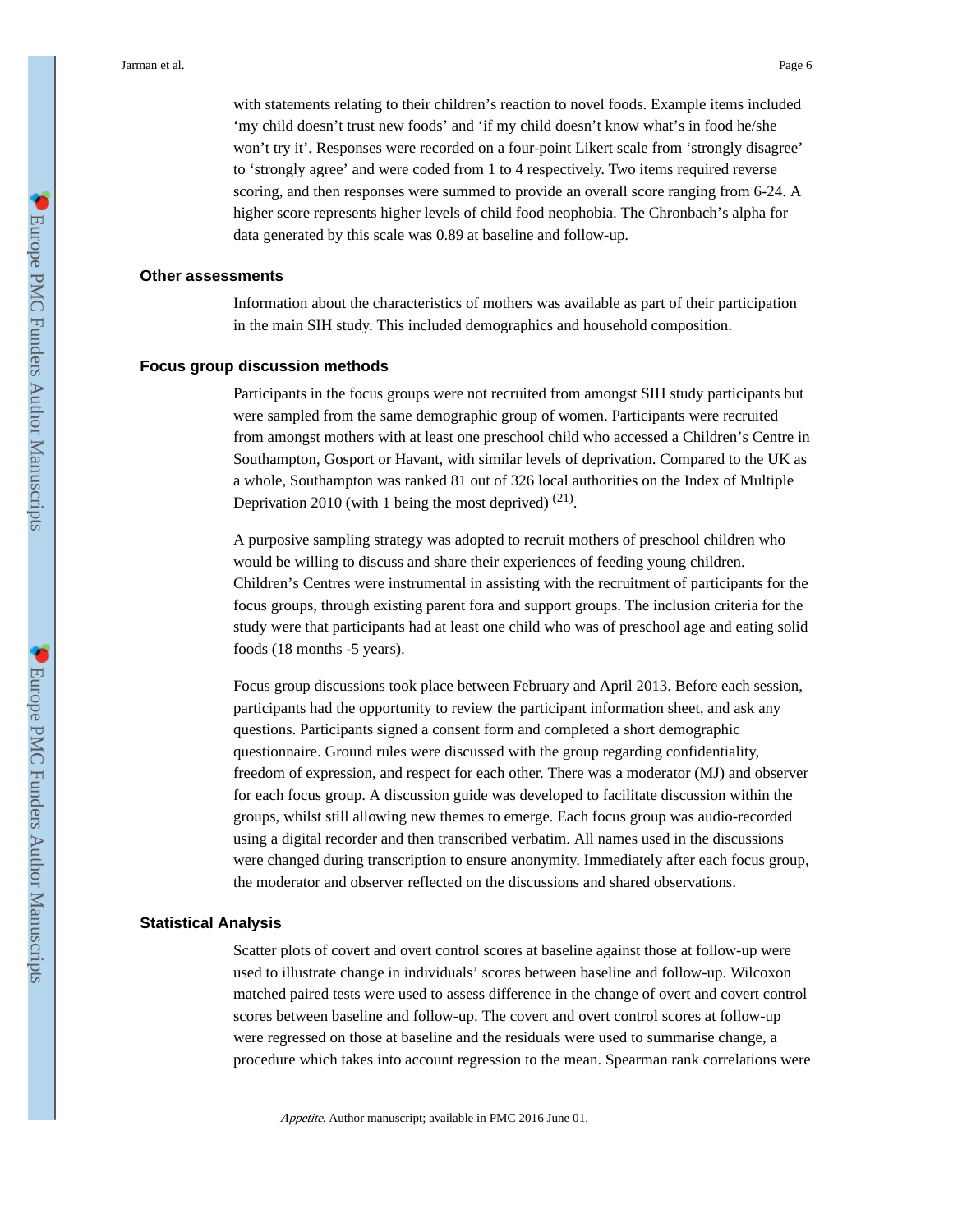with statements relating to their children's reaction to novel foods. Example items included 'my child doesn't trust new foods' and 'if my child doesn't know what's in food he/she won't try it'. Responses were recorded on a four-point Likert scale from 'strongly disagree' to 'strongly agree' and were coded from 1 to 4 respectively. Two items required reverse scoring, and then responses were summed to provide an overall score ranging from 6-24. A higher score represents higher levels of child food neophobia. The Chronbach's alpha for data generated by this scale was 0.89 at baseline and follow-up.

### Other assessments

Information about the characteristics of mothers was available as part of their participation in the main SIH study. This included demographics and household composition.

### Focus group discussion methods

Participants in the focus groups were not recruited from amongst SIH study participants but were sampled from the same demographic group of women. Participants were recruited from amongst mothers with at least one preschool child who accessed a Children's Centre in Southampton, Gosport or Havant, with similar levels of deprivation. Compared to the UK as a whole, Southampton was ranked 81 out of 326 local authorities on the Index of Multiple Deprivation 2010 (with 1 being the most deprived) [(21)].

A purposive sampling strategy was adopted to recruit mothers of preschool children who would be willing to discuss and share their experiences of feeding young children. Children's Centres were instrumental in assisting with the recruitment of participants for the focus groups, through existing parent fora and support groups. The inclusion criteria for the study were that participants had at least one child who was of preschool age and eating solid foods (18 months -5 years).

Focus group discussions took place between February and April 2013. Before each session, participants had the opportunity to review the participant information sheet, and ask any questions. Participants signed a consent form and completed a short demographic questionnaire. Ground rules were discussed with the group regarding confidentiality, freedom of expression, and respect for each other. There was a moderator (MJ) and observer for each focus group. A discussion guide was developed to facilitate discussion within the groups, whilst still allowing new themes to emerge. Each focus group was audio-recorded using a digital recorder and then transcribed verbatim. All names used in the discussions were changed during transcription to ensure anonymity. Immediately after each focus group, the moderator and observer reflected on the discussions and shared observations.

### Statistical Analysis

Scatter plots of covert and overt control scores at baseline against those at follow-up were used to illustrate change in individuals' scores between baseline and follow-up. Wilcoxon matched paired tests were used to assess difference in the change of overt and covert control scores between baseline and follow-up. The covert and overt control scores at follow-up were regressed on those at baseline and the residuals were used to summarise change, a procedure which takes into account regression to the mean. Spearman rank correlations were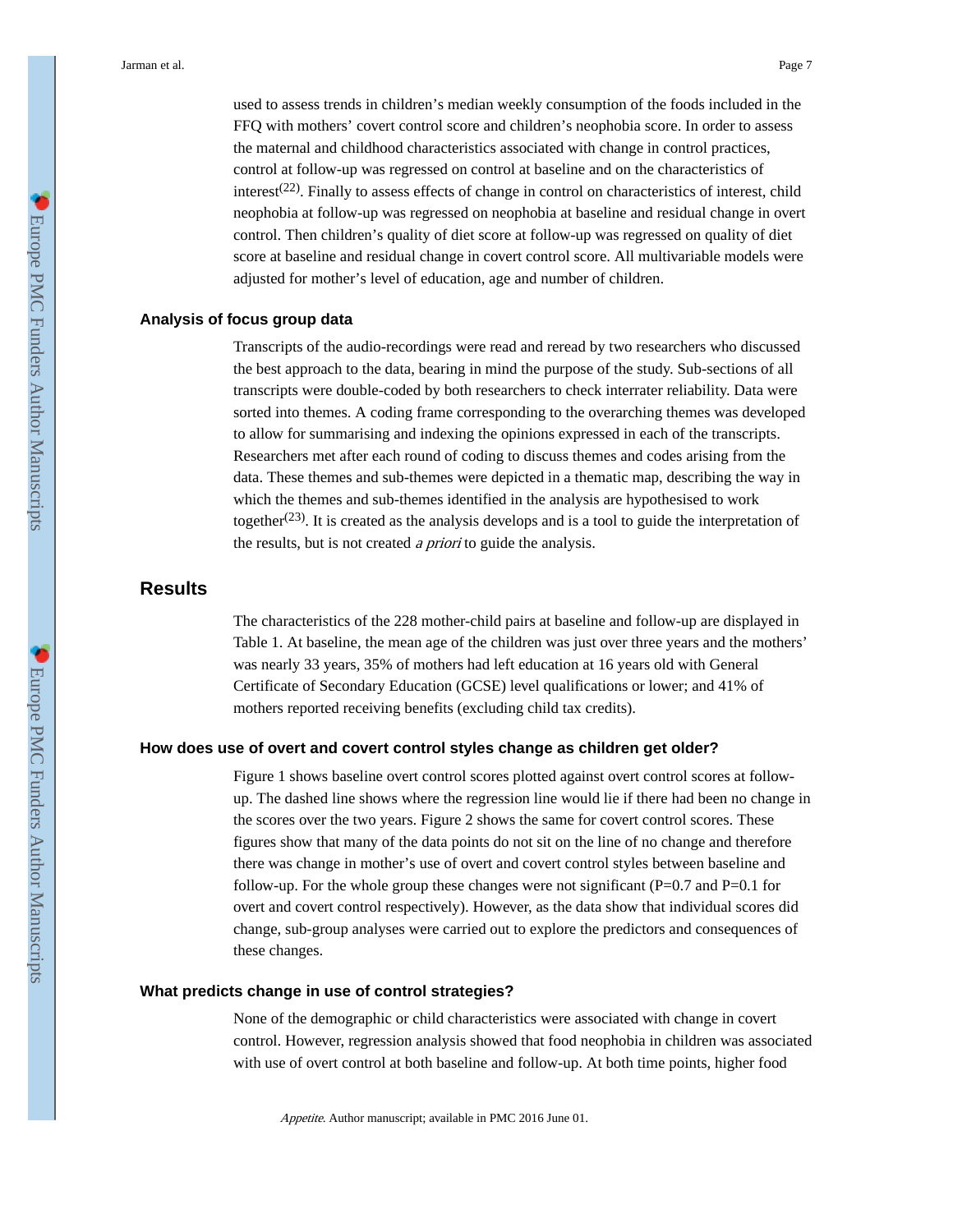used to assess trends in children's median weekly consumption of the foods included in the FFQ with mothers' covert control score and children's neophobia score. In order to assess the maternal and childhood characteristics associated with change in control practices, control at follow-up was regressed on control at baseline and on the characteristics of interest[22]. Finally to assess effects of change in control on characteristics of interest, child neophobia at follow-up was regressed on neophobia at baseline and residual change in overt control. Then children's quality of diet score at follow-up was regressed on quality of diet score at baseline and residual change in covert control score. All multivariable models were adjusted for mother's level of education, age and number of children.

### Analysis of focus group data

Transcripts of the audio-recordings were read and reread by two researchers who discussed the best approach to the data, bearing in mind the purpose of the study. Sub-sections of all transcripts were double-coded by both researchers to check interrater reliability. Data were sorted into themes. A coding frame corresponding to the overarching themes was developed to allow for summarising and indexing the opinions expressed in each of the transcripts. Researchers met after each round of coding to discuss themes and codes arising from the data. These themes and sub-themes were depicted in a thematic map, describing the way in which the themes and sub-themes identified in the analysis are hypothesised to work together[23]. It is created as the analysis develops and is a tool to guide the interpretation of the results, but is not created *a priori* to guide the analysis.

## Results

The characteristics of the 228 mother-child pairs at baseline and follow-up are displayed in Table 1. At baseline, the mean age of the children was just over three years and the mothers' was nearly 33 years, 35% of mothers had left education at 16 years old with General Certificate of Secondary Education (GCSE) level qualifications or lower; and 41% of mothers reported receiving benefits (excluding child tax credits).

### How does use of overt and covert control styles change as children get older?

Figure 1 shows baseline overt control scores plotted against overt control scores at follow-up. The dashed line shows where the regression line would lie if there had been no change in the scores over the two years. Figure 2 shows the same for covert control scores. These figures show that many of the data points do not sit on the line of no change and therefore there was change in mother's use of overt and covert control styles between baseline and follow-up. For the whole group these changes were not significant ($P=0.7$ and $P=0.1$ for overt and covert control respectively). However, as the data show that individual scores did change, sub-group analyses were carried out to explore the predictors and consequences of these changes.

### What predicts change in use of control strategies?

None of the demographic or child characteristics were associated with change in covert control. However, regression analysis showed that food neophobia in children was associated with use of overt control at both baseline and follow-up. At both time points, higher food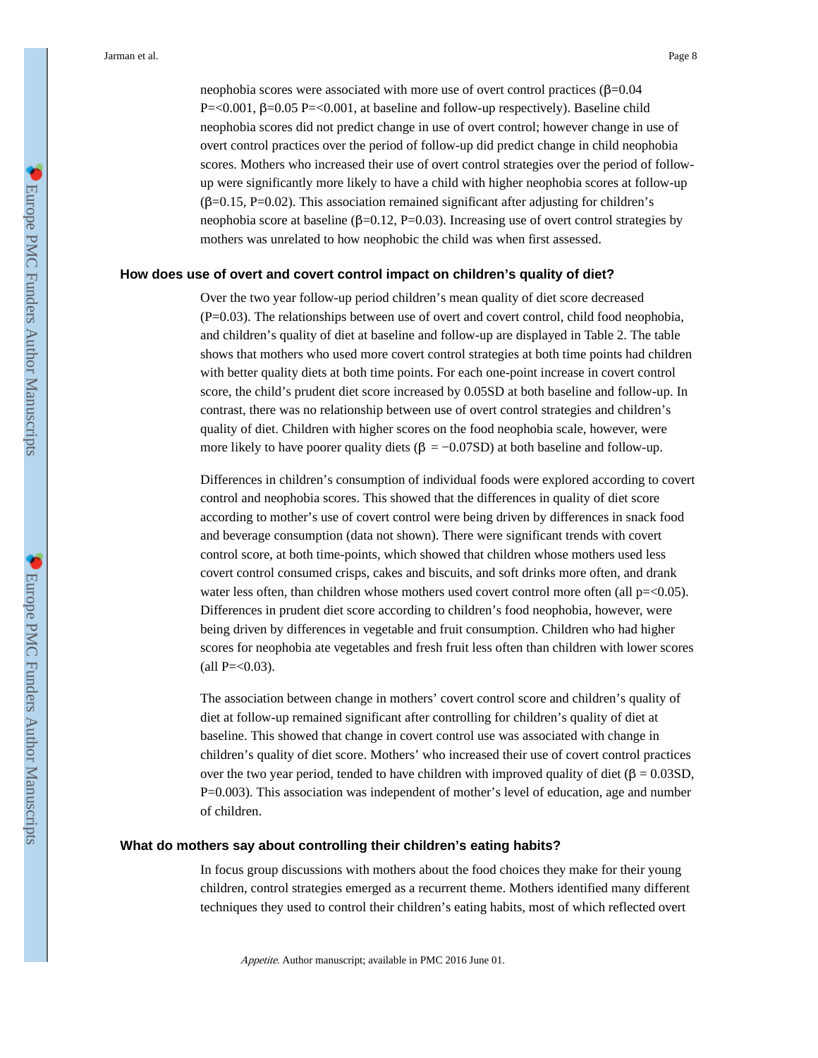neophobia scores were associated with more use of overt control practices ($\beta$=0.04 P=<0.001, $\beta$=0.05 P=<0.001, at baseline and follow-up respectively). Baseline child neophobia scores did not predict change in use of overt control; however change in use of overt control practices over the period of follow-up did predict change in child neophobia scores. Mothers who increased their use of overt control strategies over the period of follow-up were significantly more likely to have a child with higher neophobia scores at follow-up ($\beta$=0.15, P=0.02). This association remained significant after adjusting for children's neophobia score at baseline ($\beta$=0.12, P=0.03). Increasing use of overt control strategies by mothers was unrelated to how neophobic the child was when first assessed.

### How does use of overt and covert control impact on children's quality of diet?

Over the two year follow-up period children's mean quality of diet score decreased (P=0.03). The relationships between use of overt and covert control, child food neophobia, and children's quality of diet at baseline and follow-up are displayed in Table 2. The table shows that mothers who used more covert control strategies at both time points had children with better quality diets at both time points. For each one-point increase in covert control score, the child's prudent diet score increased by 0.05SD at both baseline and follow-up. In contrast, there was no relationship between use of overt control strategies and children's quality of diet. Children with higher scores on the food neophobia scale, however, were more likely to have poorer quality diets ($\beta$ = −0.07SD) at both baseline and follow-up.

Differences in children's consumption of individual foods were explored according to covert control and neophobia scores. This showed that the differences in quality of diet score according to mother's use of covert control were being driven by differences in snack food and beverage consumption (data not shown). There were significant trends with covert control score, at both time-points, which showed that children whose mothers used less covert control consumed crisps, cakes and biscuits, and soft drinks more often, and drank water less often, than children whose mothers used covert control more often (all p=<0.05). Differences in prudent diet score according to children's food neophobia, however, were being driven by differences in vegetable and fruit consumption. Children who had higher scores for neophobia ate vegetables and fresh fruit less often than children with lower scores (all P=<0.03).

The association between change in mothers' covert control score and children's quality of diet at follow-up remained significant after controlling for children's quality of diet at baseline. This showed that change in covert control use was associated with change in children's quality of diet score. Mothers' who increased their use of covert control practices over the two year period, tended to have children with improved quality of diet ($\beta$ = 0.03SD, P=0.003). This association was independent of mother's level of education, age and number of children.

### What do mothers say about controlling their children's eating habits?

In focus group discussions with mothers about the food choices they make for their young children, control strategies emerged as a recurrent theme. Mothers identified many different techniques they used to control their children's eating habits, most of which reflected overt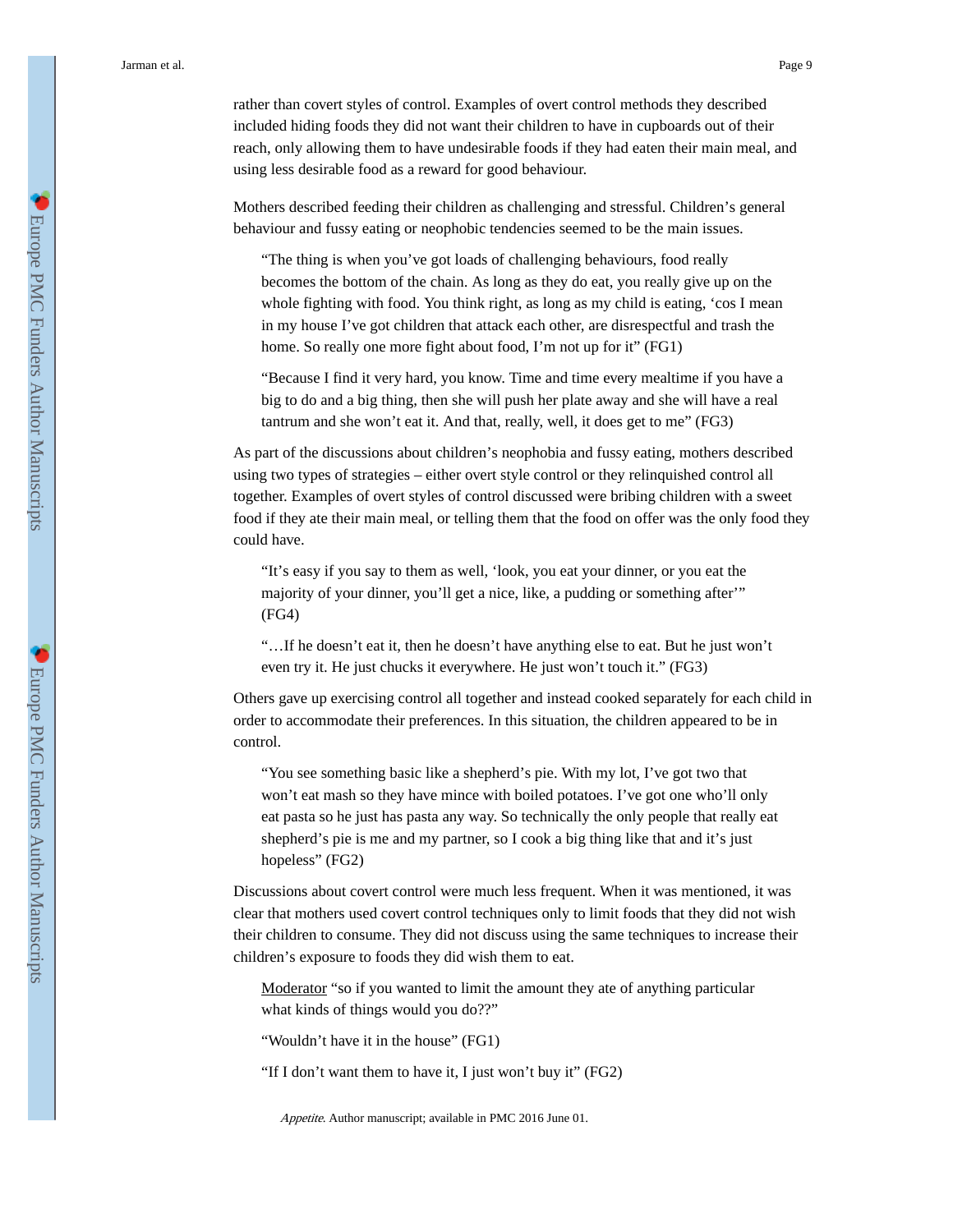rather than covert styles of control. Examples of overt control methods they described included hiding foods they did not want their children to have in cupboards out of their reach, only allowing them to have undesirable foods if they had eaten their main meal, and using less desirable food as a reward for good behaviour.

Mothers described feeding their children as challenging and stressful. Children's general behaviour and fussy eating or neophobic tendencies seemed to be the main issues.

> "The thing is when you've got loads of challenging behaviours, food really becomes the bottom of the chain. As long as they do eat, you really give up on the whole fighting with food. You think right, as long as my child is eating, 'cos I mean in my house I've got children that attack each other, are disrespectful and trash the home. So really one more fight about food, I'm not up for it" (FG1)

> "Because I find it very hard, you know. Time and time every mealtime if you have a big to do and a big thing, then she will push her plate away and she will have a real tantrum and she won't eat it. And that, really, well, it does get to me" (FG3)

As part of the discussions about children's neophobia and fussy eating, mothers described using two types of strategies – either overt style control or they relinquished control all together. Examples of overt styles of control discussed were bribing children with a sweet food if they ate their main meal, or telling them that the food on offer was the only food they could have.

> "It's easy if you say to them as well, 'look, you eat your dinner, or you eat the majority of your dinner, you'll get a nice, like, a pudding or something after'" (FG4)

> "…If he doesn't eat it, then he doesn't have anything else to eat. But he just won't even try it. He just chucks it everywhere. He just won't touch it." (FG3)

Others gave up exercising control all together and instead cooked separately for each child in order to accommodate their preferences. In this situation, the children appeared to be in control.

> "You see something basic like a shepherd's pie. With my lot, I've got two that won't eat mash so they have mince with boiled potatoes. I've got one who'll only eat pasta so he just has pasta any way. So technically the only people that really eat shepherd's pie is me and my partner, so I cook a big thing like that and it's just hopeless" (FG2)

Discussions about covert control were much less frequent. When it was mentioned, it was clear that mothers used covert control techniques only to limit foods that they did not wish their children to consume. They did not discuss using the same techniques to increase their children's exposure to foods they did wish them to eat.

> Moderator "so if you wanted to limit the amount they ate of anything particular what kinds of things would you do??"
>
> "Wouldn't have it in the house" (FG1)
>
> "If I don't want them to have it, I just won't buy it" (FG2)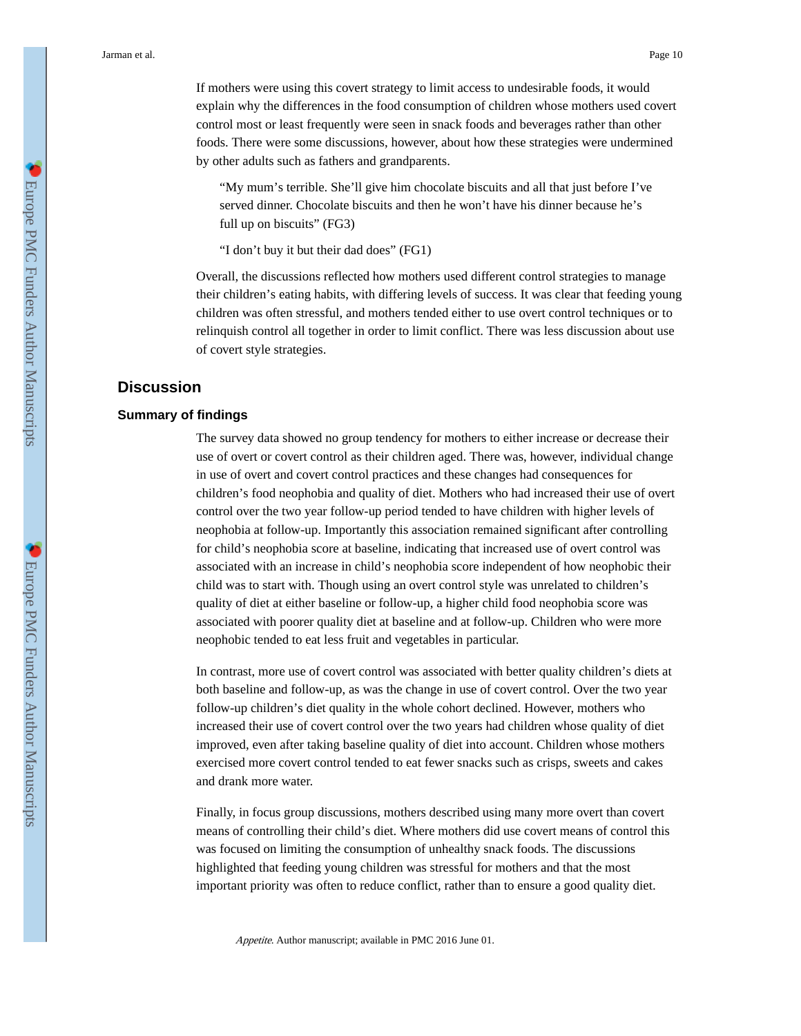If mothers were using this covert strategy to limit access to undesirable foods, it would explain why the differences in the food consumption of children whose mothers used covert control most or least frequently were seen in snack foods and beverages rather than other foods. There were some discussions, however, about how these strategies were undermined by other adults such as fathers and grandparents.

> "My mum's terrible. She'll give him chocolate biscuits and all that just before I've served dinner. Chocolate biscuits and then he won't have his dinner because he's full up on biscuits" (FG3)

> "I don't buy it but their dad does" (FG1)

Overall, the discussions reflected how mothers used different control strategies to manage their children's eating habits, with differing levels of success. It was clear that feeding young children was often stressful, and mothers tended either to use overt control techniques or to relinquish control all together in order to limit conflict. There was less discussion about use of covert style strategies.

## Discussion

### Summary of findings

The survey data showed no group tendency for mothers to either increase or decrease their use of overt or covert control as their children aged. There was, however, individual change in use of overt and covert control practices and these changes had consequences for children's food neophobia and quality of diet. Mothers who had increased their use of overt control over the two year follow-up period tended to have children with higher levels of neophobia at follow-up. Importantly this association remained significant after controlling for child's neophobia score at baseline, indicating that increased use of overt control was associated with an increase in child's neophobia score independent of how neophobic their child was to start with. Though using an overt control style was unrelated to children's quality of diet at either baseline or follow-up, a higher child food neophobia score was associated with poorer quality diet at baseline and at follow-up. Children who were more neophobic tended to eat less fruit and vegetables in particular.

In contrast, more use of covert control was associated with better quality children's diets at both baseline and follow-up, as was the change in use of covert control. Over the two year follow-up children's diet quality in the whole cohort declined. However, mothers who increased their use of covert control over the two years had children whose quality of diet improved, even after taking baseline quality of diet into account. Children whose mothers exercised more covert control tended to eat fewer snacks such as crisps, sweets and cakes and drank more water.

Finally, in focus group discussions, mothers described using many more overt than covert means of controlling their child's diet. Where mothers did use covert means of control this was focused on limiting the consumption of unhealthy snack foods. The discussions highlighted that feeding young children was stressful for mothers and that the most important priority was often to reduce conflict, rather than to ensure a good quality diet.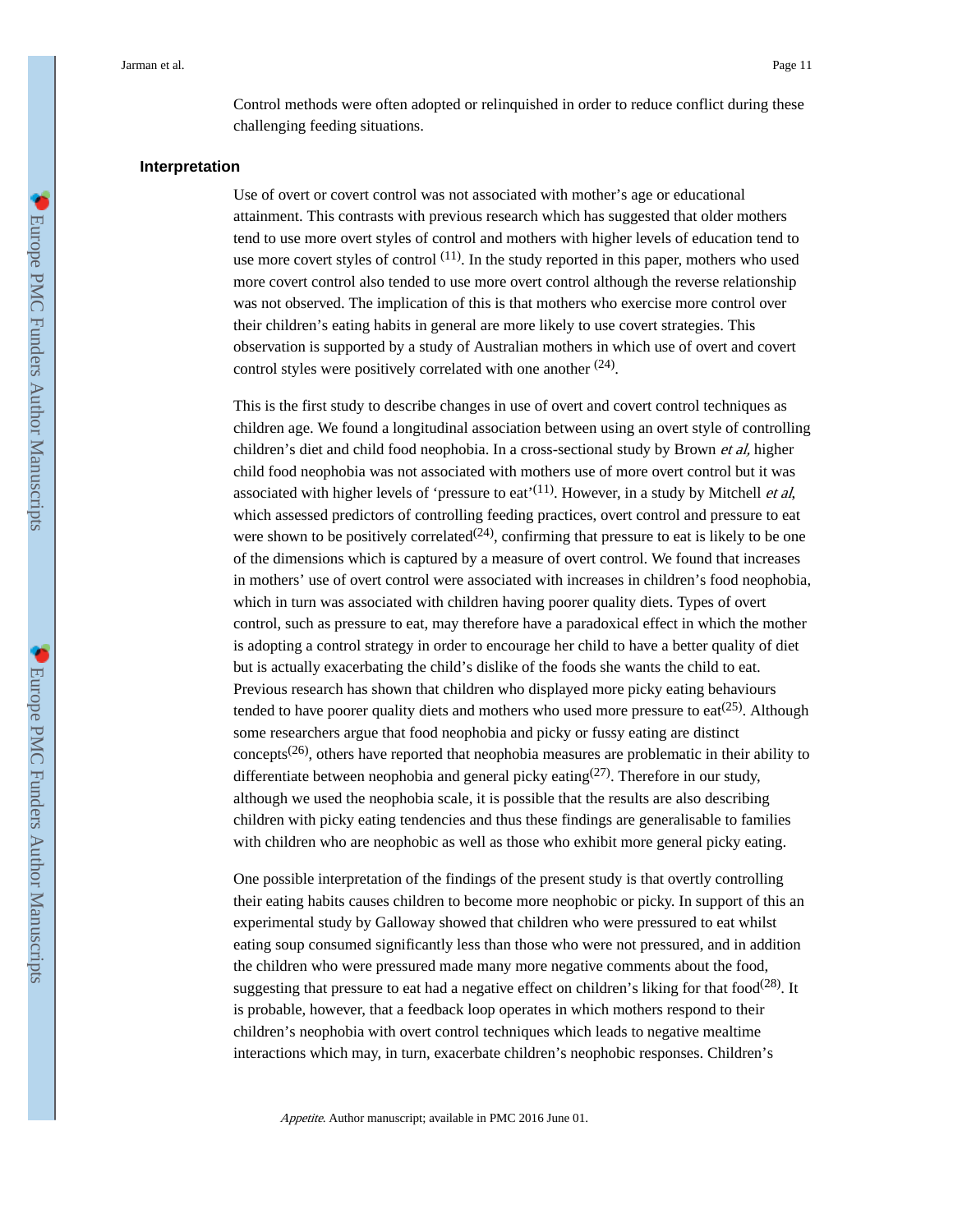Control methods were often adopted or relinquished in order to reduce conflict during these challenging feeding situations.

### Interpretation

Use of overt or covert control was not associated with mother's age or educational attainment. This contrasts with previous research which has suggested that older mothers tend to use more overt styles of control and mothers with higher levels of education tend to use more covert styles of control [11]. In the study reported in this paper, mothers who used more covert control also tended to use more overt control although the reverse relationship was not observed. The implication of this is that mothers who exercise more control over their children's eating habits in general are more likely to use covert strategies. This observation is supported by a study of Australian mothers in which use of overt and covert control styles were positively correlated with one another [24].

This is the first study to describe changes in use of overt and covert control techniques as children age. We found a longitudinal association between using an overt style of controlling children's diet and child food neophobia. In a cross-sectional study by Brown *et al*, higher child food neophobia was not associated with mothers use of more overt control but it was associated with higher levels of 'pressure to eat'[11]. However, in a study by Mitchell *et al*, which assessed predictors of controlling feeding practices, overt control and pressure to eat were shown to be positively correlated[24], confirming that pressure to eat is likely to be one of the dimensions which is captured by a measure of overt control. We found that increases in mothers' use of overt control were associated with increases in children's food neophobia, which in turn was associated with children having poorer quality diets. Types of overt control, such as pressure to eat, may therefore have a paradoxical effect in which the mother is adopting a control strategy in order to encourage her child to have a better quality of diet but is actually exacerbating the child's dislike of the foods she wants the child to eat. Previous research has shown that children who displayed more picky eating behaviours tended to have poorer quality diets and mothers who used more pressure to eat[25]. Although some researchers argue that food neophobia and picky or fussy eating are distinct concepts[26], others have reported that neophobia measures are problematic in their ability to differentiate between neophobia and general picky eating[27]. Therefore in our study, although we used the neophobia scale, it is possible that the results are also describing children with picky eating tendencies and thus these findings are generalisable to families with children who are neophobic as well as those who exhibit more general picky eating.

One possible interpretation of the findings of the present study is that overtly controlling their eating habits causes children to become more neophobic or picky. In support of this an experimental study by Galloway showed that children who were pressured to eat whilst eating soup consumed significantly less than those who were not pressured, and in addition the children who were pressured made many more negative comments about the food, suggesting that pressure to eat had a negative effect on children's liking for that food[28]. It is probable, however, that a feedback loop operates in which mothers respond to their children's neophobia with overt control techniques which leads to negative mealtime interactions which may, in turn, exacerbate children's neophobic responses. Children's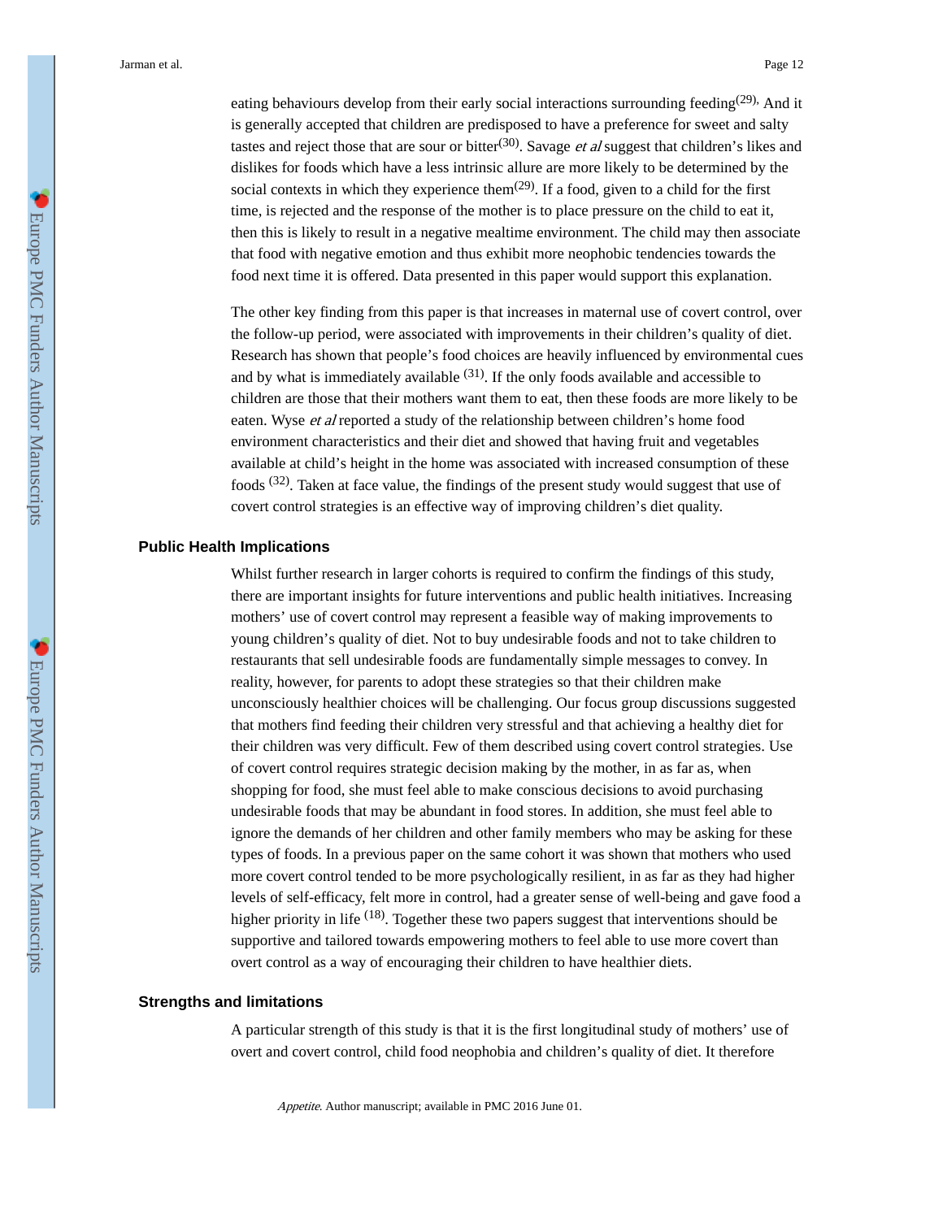eating behaviours develop from their early social interactions surrounding feeding[29]. And it is generally accepted that children are predisposed to have a preference for sweet and salty tastes and reject those that are sour or bitter[30]. Savage *et al* suggest that children's likes and dislikes for foods which have a less intrinsic allure are more likely to be determined by the social contexts in which they experience them[29]. If a food, given to a child for the first time, is rejected and the response of the mother is to place pressure on the child to eat it, then this is likely to result in a negative mealtime environment. The child may then associate that food with negative emotion and thus exhibit more neophobic tendencies towards the food next time it is offered. Data presented in this paper would support this explanation.

The other key finding from this paper is that increases in maternal use of covert control, over the follow-up period, were associated with improvements in their children's quality of diet. Research has shown that people's food choices are heavily influenced by environmental cues and by what is immediately available [31]. If the only foods available and accessible to children are those that their mothers want them to eat, then these foods are more likely to be eaten. Wyse *et al* reported a study of the relationship between children's home food environment characteristics and their diet and showed that having fruit and vegetables available at child's height in the home was associated with increased consumption of these foods [32]. Taken at face value, the findings of the present study would suggest that use of covert control strategies is an effective way of improving children's diet quality.

## Public Health Implications

Whilst further research in larger cohorts is required to confirm the findings of this study, there are important insights for future interventions and public health initiatives. Increasing mothers' use of covert control may represent a feasible way of making improvements to young children's quality of diet. Not to buy undesirable foods and not to take children to restaurants that sell undesirable foods are fundamentally simple messages to convey. In reality, however, for parents to adopt these strategies so that their children make unconsciously healthier choices will be challenging. Our focus group discussions suggested that mothers find feeding their children very stressful and that achieving a healthy diet for their children was very difficult. Few of them described using covert control strategies. Use of covert control requires strategic decision making by the mother, in as far as, when shopping for food, she must feel able to make conscious decisions to avoid purchasing undesirable foods that may be abundant in food stores. In addition, she must feel able to ignore the demands of her children and other family members who may be asking for these types of foods. In a previous paper on the same cohort it was shown that mothers who used more covert control tended to be more psychologically resilient, in as far as they had higher levels of self-efficacy, felt more in control, had a greater sense of well-being and gave food a higher priority in life [18]. Together these two papers suggest that interventions should be supportive and tailored towards empowering mothers to feel able to use more covert than overt control as a way of encouraging their children to have healthier diets.

## Strengths and limitations

A particular strength of this study is that it is the first longitudinal study of mothers' use of overt and covert control, child food neophobia and children's quality of diet. It therefore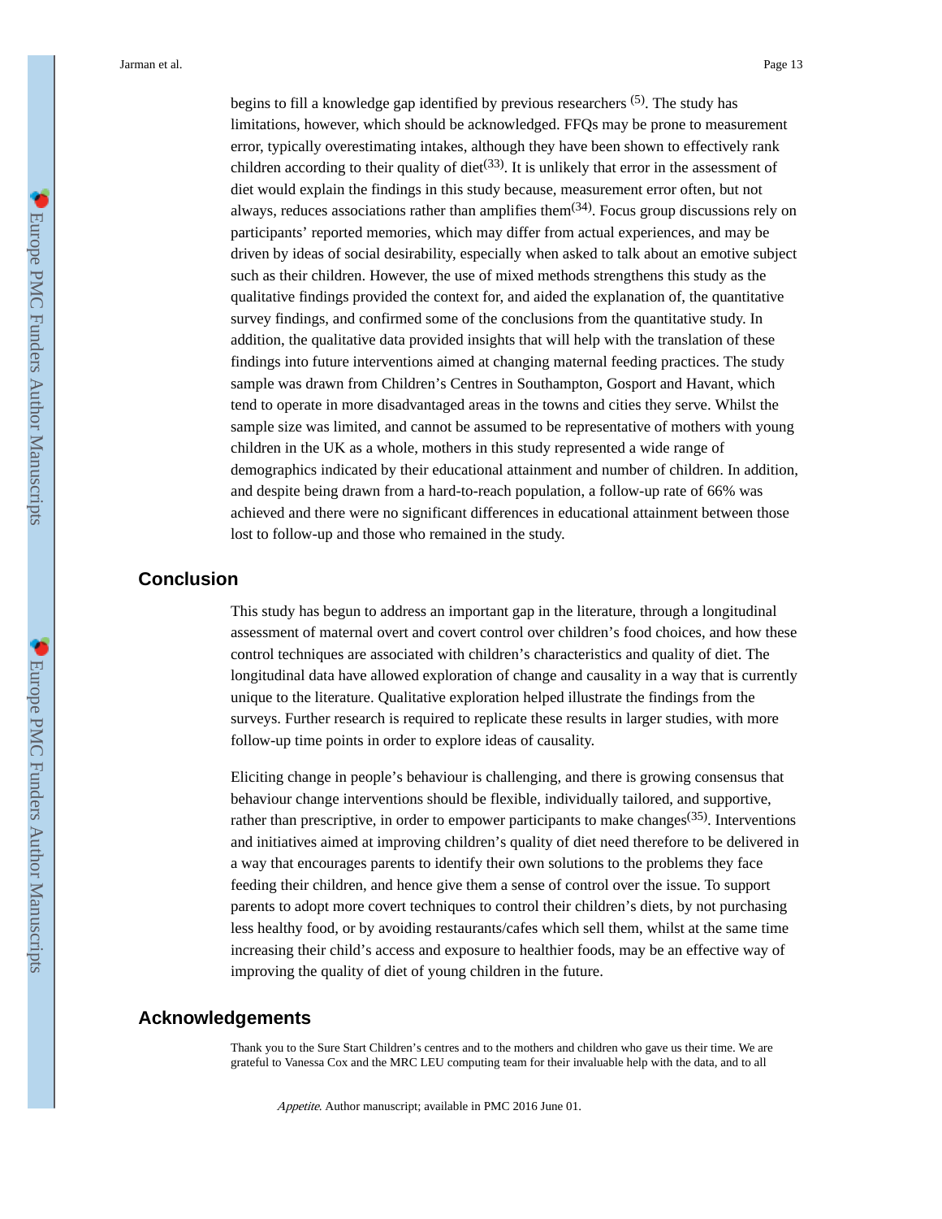begins to fill a knowledge gap identified by previous researchers [5]. The study has limitations, however, which should be acknowledged. FFQs may be prone to measurement error, typically overestimating intakes, although they have been shown to effectively rank children according to their quality of diet[33]. It is unlikely that error in the assessment of diet would explain the findings in this study because, measurement error often, but not always, reduces associations rather than amplifies them[34]. Focus group discussions rely on participants' reported memories, which may differ from actual experiences, and may be driven by ideas of social desirability, especially when asked to talk about an emotive subject such as their children. However, the use of mixed methods strengthens this study as the qualitative findings provided the context for, and aided the explanation of, the quantitative survey findings, and confirmed some of the conclusions from the quantitative study. In addition, the qualitative data provided insights that will help with the translation of these findings into future interventions aimed at changing maternal feeding practices. The study sample was drawn from Children's Centres in Southampton, Gosport and Havant, which tend to operate in more disadvantaged areas in the towns and cities they serve. Whilst the sample size was limited, and cannot be assumed to be representative of mothers with young children in the UK as a whole, mothers in this study represented a wide range of demographics indicated by their educational attainment and number of children. In addition, and despite being drawn from a hard-to-reach population, a follow-up rate of 66% was achieved and there were no significant differences in educational attainment between those lost to follow-up and those who remained in the study.

## Conclusion

This study has begun to address an important gap in the literature, through a longitudinal assessment of maternal overt and covert control over children's food choices, and how these control techniques are associated with children's characteristics and quality of diet. The longitudinal data have allowed exploration of change and causality in a way that is currently unique to the literature. Qualitative exploration helped illustrate the findings from the surveys. Further research is required to replicate these results in larger studies, with more follow-up time points in order to explore ideas of causality.

Eliciting change in people's behaviour is challenging, and there is growing consensus that behaviour change interventions should be flexible, individually tailored, and supportive, rather than prescriptive, in order to empower participants to make changes[35]. Interventions and initiatives aimed at improving children's quality of diet need therefore to be delivered in a way that encourages parents to identify their own solutions to the problems they face feeding their children, and hence give them a sense of control over the issue. To support parents to adopt more covert techniques to control their children's diets, by not purchasing less healthy food, or by avoiding restaurants/cafes which sell them, whilst at the same time increasing their child's access and exposure to healthier foods, may be an effective way of improving the quality of diet of young children in the future.

## Acknowledgements

Thank you to the Sure Start Children's centres and to the mothers and children who gave us their time. We are grateful to Vanessa Cox and the MRC LEU computing team for their invaluable help with the data, and to all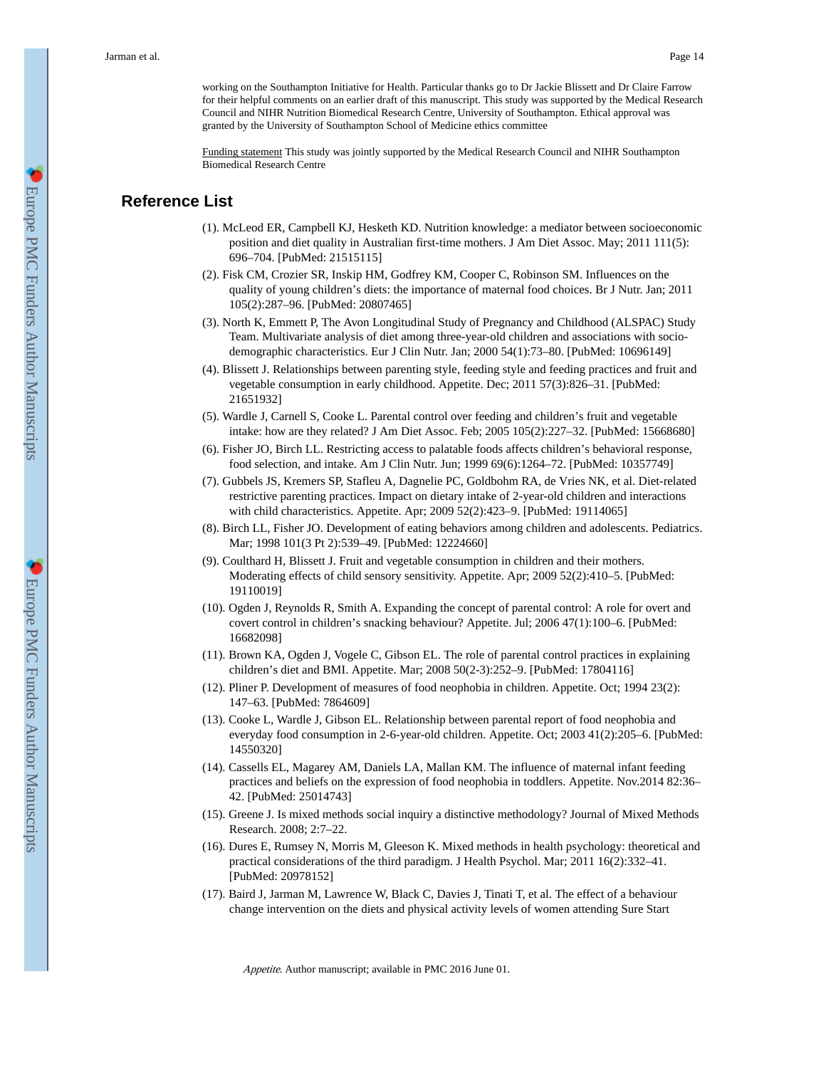working on the Southampton Initiative for Health. Particular thanks go to Dr Jackie Blissett and Dr Claire Farrow for their helpful comments on an earlier draft of this manuscript. This study was supported by the Medical Research Council and NIHR Nutrition Biomedical Research Centre, University of Southampton. Ethical approval was granted by the University of Southampton School of Medicine ethics committee

Funding statement This study was jointly supported by the Medical Research Council and NIHR Southampton Biomedical Research Centre

## Reference List

(1). McLeod ER, Campbell KJ, Hesketh KD. Nutrition knowledge: a mediator between socioeconomic position and diet quality in Australian first-time mothers. J Am Diet Assoc. May; 2011 111(5): 696–704. [PubMed: 21515115]

(2). Fisk CM, Crozier SR, Inskip HM, Godfrey KM, Cooper C, Robinson SM. Influences on the quality of young children's diets: the importance of maternal food choices. Br J Nutr. Jan; 2011 105(2):287–96. [PubMed: 20807465]

(3). North K, Emmett P, The Avon Longitudinal Study of Pregnancy and Childhood (ALSPAC) Study Team. Multivariate analysis of diet among three-year-old children and associations with socio-demographic characteristics. Eur J Clin Nutr. Jan; 2000 54(1):73–80. [PubMed: 10696149]

(4). Blissett J. Relationships between parenting style, feeding style and feeding practices and fruit and vegetable consumption in early childhood. Appetite. Dec; 2011 57(3):826–31. [PubMed: 21651932]

(5). Wardle J, Carnell S, Cooke L. Parental control over feeding and children's fruit and vegetable intake: how are they related? J Am Diet Assoc. Feb; 2005 105(2):227–32. [PubMed: 15668680]

(6). Fisher JO, Birch LL. Restricting access to palatable foods affects children's behavioral response, food selection, and intake. Am J Clin Nutr. Jun; 1999 69(6):1264–72. [PubMed: 10357749]

(7). Gubbels JS, Kremers SP, Stafleu A, Dagnelie PC, Goldbohm RA, de Vries NK, et al. Diet-related restrictive parenting practices. Impact on dietary intake of 2-year-old children and interactions with child characteristics. Appetite. Apr; 2009 52(2):423–9. [PubMed: 19114065]

(8). Birch LL, Fisher JO. Development of eating behaviors among children and adolescents. Pediatrics. Mar; 1998 101(3 Pt 2):539–49. [PubMed: 12224660]

(9). Coulthard H, Blissett J. Fruit and vegetable consumption in children and their mothers. Moderating effects of child sensory sensitivity. Appetite. Apr; 2009 52(2):410–5. [PubMed: 19110019]

(10). Ogden J, Reynolds R, Smith A. Expanding the concept of parental control: A role for overt and covert control in children's snacking behaviour? Appetite. Jul; 2006 47(1):100–6. [PubMed: 16682098]

(11). Brown KA, Ogden J, Vogele C, Gibson EL. The role of parental control practices in explaining children's diet and BMI. Appetite. Mar; 2008 50(2-3):252–9. [PubMed: 17804116]

(12). Pliner P. Development of measures of food neophobia in children. Appetite. Oct; 1994 23(2): 147–63. [PubMed: 7864609]

(13). Cooke L, Wardle J, Gibson EL. Relationship between parental report of food neophobia and everyday food consumption in 2-6-year-old children. Appetite. Oct; 2003 41(2):205–6. [PubMed: 14550320]

(14). Cassells EL, Magarey AM, Daniels LA, Mallan KM. The influence of maternal infant feeding practices and beliefs on the expression of food neophobia in toddlers. Appetite. Nov.2014 82:36–42. [PubMed: 25014743]

(15). Greene J. Is mixed methods social inquiry a distinctive methodology? Journal of Mixed Methods Research. 2008; 2:7–22.

(16). Dures E, Rumsey N, Morris M, Gleeson K. Mixed methods in health psychology: theoretical and practical considerations of the third paradigm. J Health Psychol. Mar; 2011 16(2):332–41. [PubMed: 20978152]

(17). Baird J, Jarman M, Lawrence W, Black C, Davies J, Tinati T, et al. The effect of a behaviour change intervention on the diets and physical activity levels of women attending Sure Start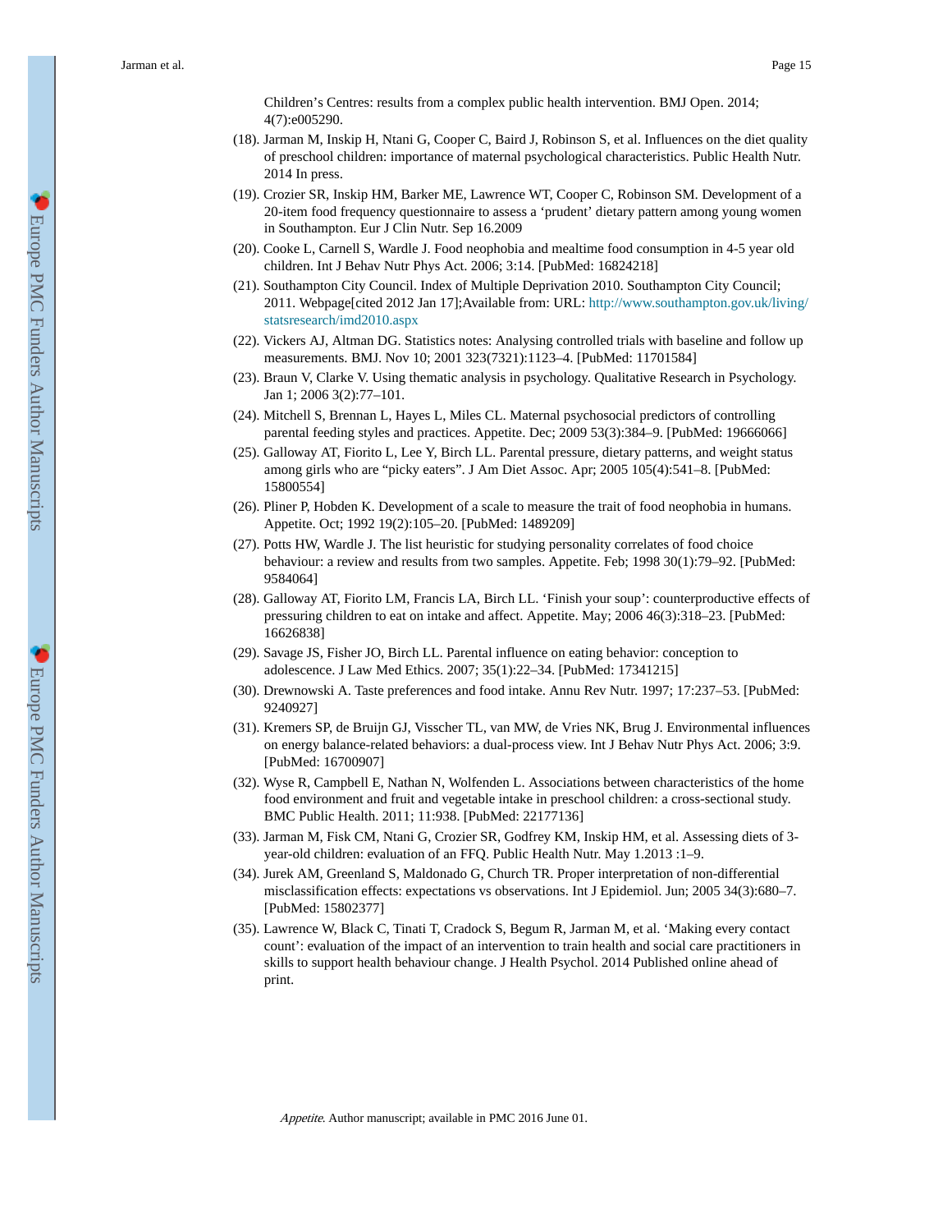Children's Centres: results from a complex public health intervention. BMJ Open. 2014; 4(7):e005290.

(18). Jarman M, Inskip H, Ntani G, Cooper C, Baird J, Robinson S, et al. Influences on the diet quality of preschool children: importance of maternal psychological characteristics. Public Health Nutr. 2014 In press.

(19). Crozier SR, Inskip HM, Barker ME, Lawrence WT, Cooper C, Robinson SM. Development of a 20-item food frequency questionnaire to assess a 'prudent' dietary pattern among young women in Southampton. Eur J Clin Nutr. Sep 16.2009

(20). Cooke L, Carnell S, Wardle J. Food neophobia and mealtime food consumption in 4-5 year old children. Int J Behav Nutr Phys Act. 2006; 3:14. [PubMed: 16824218]

(21). Southampton City Council. Index of Multiple Deprivation 2010. Southampton City Council; 2011. Webpage[cited 2012 Jan 17];Available from: URL: http://www.southampton.gov.uk/living/statsresearch/imd2010.aspx

(22). Vickers AJ, Altman DG. Statistics notes: Analysing controlled trials with baseline and follow up measurements. BMJ. Nov 10; 2001 323(7321):1123–4. [PubMed: 11701584]

(23). Braun V, Clarke V. Using thematic analysis in psychology. Qualitative Research in Psychology. Jan 1; 2006 3(2):77–101.

(24). Mitchell S, Brennan L, Hayes L, Miles CL. Maternal psychosocial predictors of controlling parental feeding styles and practices. Appetite. Dec; 2009 53(3):384–9. [PubMed: 19666066]

(25). Galloway AT, Fiorito L, Lee Y, Birch LL. Parental pressure, dietary patterns, and weight status among girls who are "picky eaters". J Am Diet Assoc. Apr; 2005 105(4):541–8. [PubMed: 15800554]

(26). Pliner P, Hobden K. Development of a scale to measure the trait of food neophobia in humans. Appetite. Oct; 1992 19(2):105–20. [PubMed: 1489209]

(27). Potts HW, Wardle J. The list heuristic for studying personality correlates of food choice behaviour: a review and results from two samples. Appetite. Feb; 1998 30(1):79–92. [PubMed: 9584064]

(28). Galloway AT, Fiorito LM, Francis LA, Birch LL. 'Finish your soup': counterproductive effects of pressuring children to eat on intake and affect. Appetite. May; 2006 46(3):318–23. [PubMed: 16626838]

(29). Savage JS, Fisher JO, Birch LL. Parental influence on eating behavior: conception to adolescence. J Law Med Ethics. 2007; 35(1):22–34. [PubMed: 17341215]

(30). Drewnowski A. Taste preferences and food intake. Annu Rev Nutr. 1997; 17:237–53. [PubMed: 9240927]

(31). Kremers SP, de Bruijn GJ, Visscher TL, van MW, de Vries NK, Brug J. Environmental influences on energy balance-related behaviors: a dual-process view. Int J Behav Nutr Phys Act. 2006; 3:9. [PubMed: 16700907]

(32). Wyse R, Campbell E, Nathan N, Wolfenden L. Associations between characteristics of the home food environment and fruit and vegetable intake in preschool children: a cross-sectional study. BMC Public Health. 2011; 11:938. [PubMed: 22177136]

(33). Jarman M, Fisk CM, Ntani G, Crozier SR, Godfrey KM, Inskip HM, et al. Assessing diets of 3-year-old children: evaluation of an FFQ. Public Health Nutr. May 1.2013 :1–9.

(34). Jurek AM, Greenland S, Maldonado G, Church TR. Proper interpretation of non-differential misclassification effects: expectations vs observations. Int J Epidemiol. Jun; 2005 34(3):680–7. [PubMed: 15802377]

(35). Lawrence W, Black C, Tinati T, Cradock S, Begum R, Jarman M, et al. 'Making every contact count': evaluation of the impact of an intervention to train health and social care practitioners in skills to support health behaviour change. J Health Psychol. 2014 Published online ahead of print.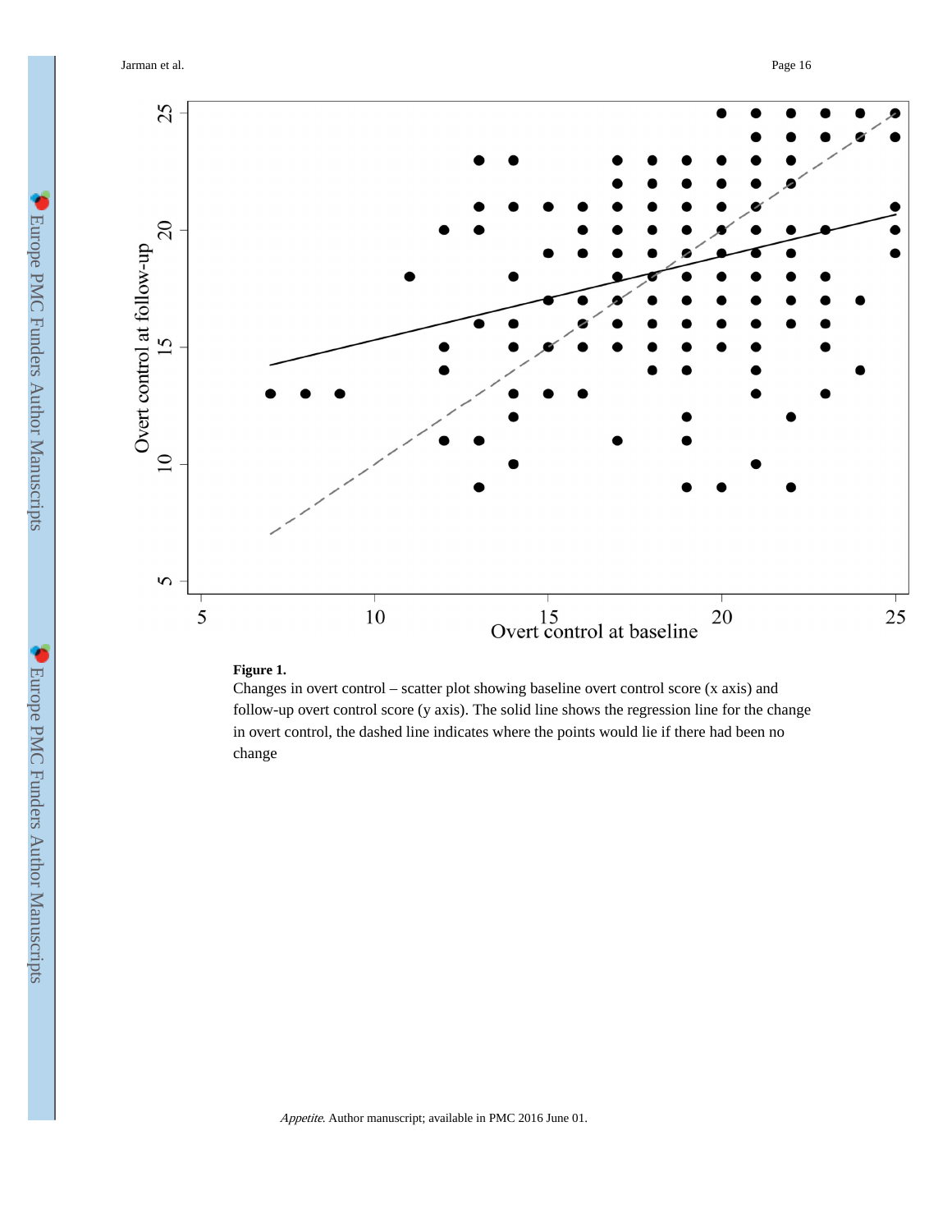**Figure 1.**

Changes in overt control – scatter plot showing baseline overt control score (x axis) and follow-up overt control score (y axis). The solid line shows the regression line for the change in overt control, the dashed line indicates where the points would lie if there had been no change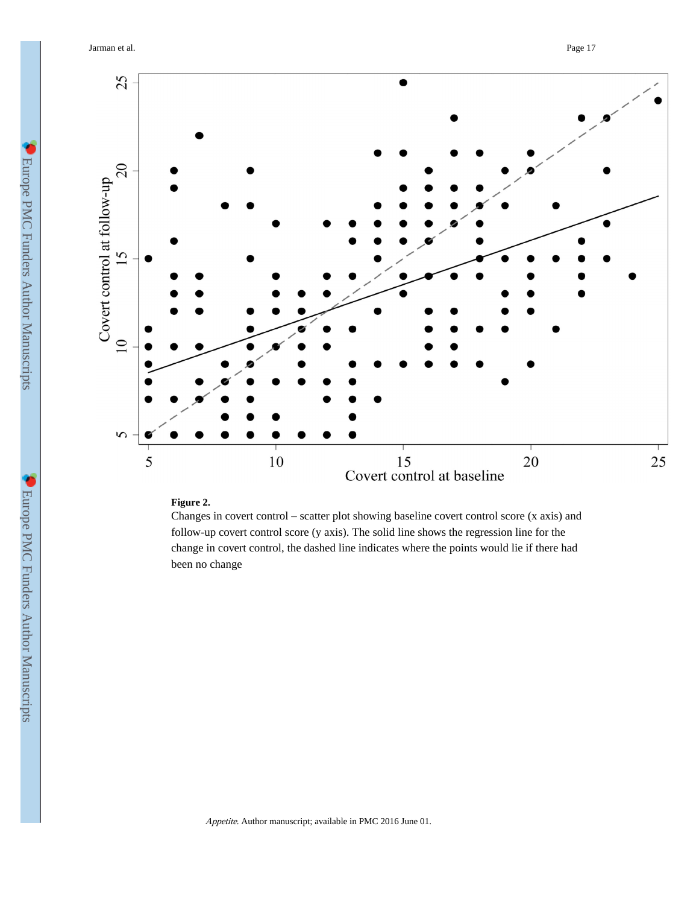**Figure 2.**

Changes in covert control – scatter plot showing baseline covert control score (x axis) and follow-up covert control score (y axis). The solid line shows the regression line for the change in covert control, the dashed line indicates where the points would lie if there had been no change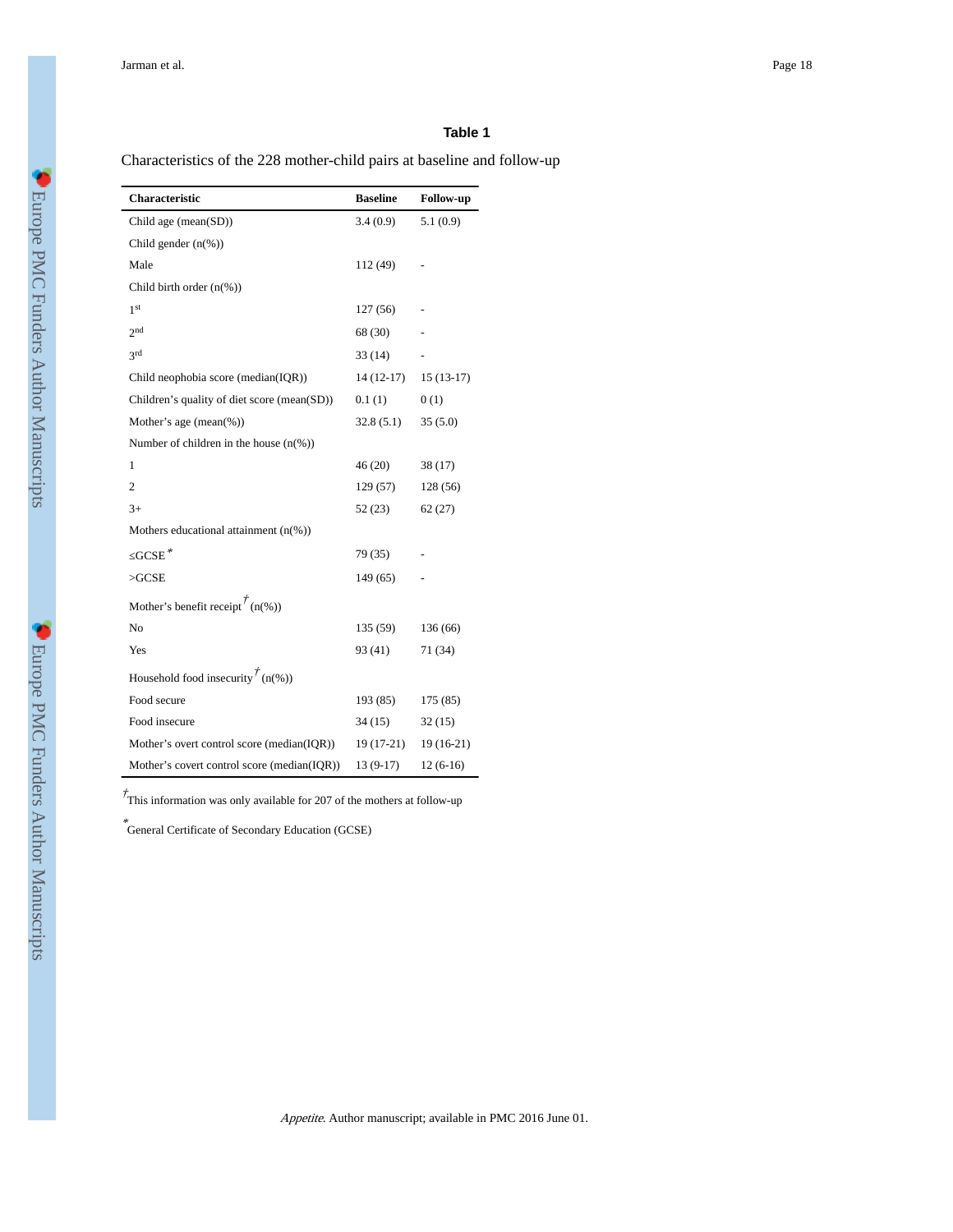**Table 1**

Characteristics of the 228 mother-child pairs at baseline and follow-up

| Characteristic | Baseline | Follow-up |
|---|---|---|
| Child age (mean(SD)) | 3.4 (0.9) | 5.1 (0.9) |
| Child gender (n(%)) | | |
| Male | 112 (49) | - |
| Child birth order (n(%)) | | |
| 1st | 127 (56) | - |
| 2nd | 68 (30) | - |
| 3rd | 33 (14) | - |
| Child neophobia score (median(IQR)) | 14 (12-17) | 15 (13-17) |
| Children's quality of diet score (mean(SD)) | 0.1 (1) | 0 (1) |
| Mother's age (mean(%)) | 32.8 (5.1) | 35 (5.0) |
| Number of children in the house (n(%)) | | |
| 1 | 46 (20) | 38 (17) |
| 2 | 129 (57) | 128 (56) |
| 3+ | 52 (23) | 62 (27) |
| Mothers educational attainment (n(%)) | | |
| ≤GCSE* | 79 (35) | - |
| >GCSE | 149 (65) | - |
| Mother's benefit receipt† (n(%)) | | |
| No | 135 (59) | 136 (66) |
| Yes | 93 (41) | 71 (34) |
| Household food insecurity† (n(%)) | | |
| Food secure | 193 (85) | 175 (85) |
| Food insecure | 34 (15) | 32 (15) |
| Mother's overt control score (median(IQR)) | 19 (17-21) | 19 (16-21) |
| Mother's covert control score (median(IQR)) | 13 (9-17) | 12 (6-16) |

†This information was only available for 207 of the mothers at follow-up

*General Certificate of Secondary Education (GCSE)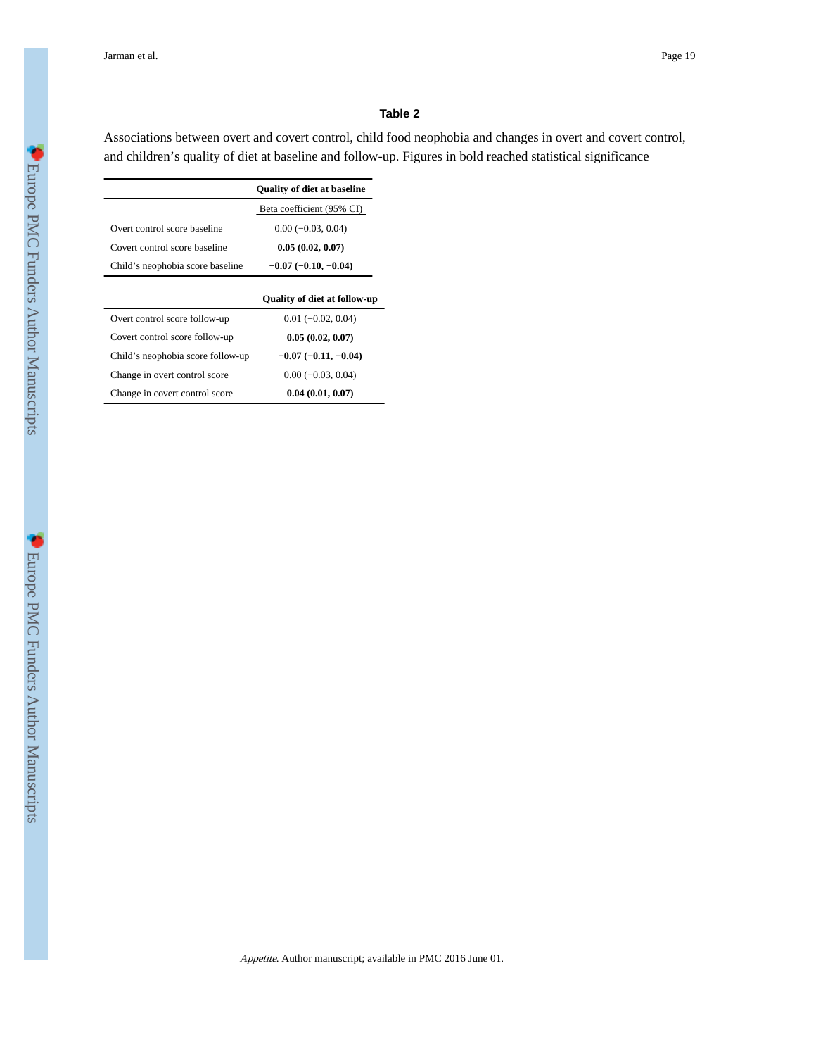**Table 2**

Associations between overt and covert control, child food neophobia and changes in overt and covert control, and children's quality of diet at baseline and follow-up. Figures in bold reached statistical significance

| | Quality of diet at baseline |
|---|---|
| | Beta coefficient (95% CI) |
| Overt control score baseline | 0.00 (−0.03, 0.04) |
| Covert control score baseline | **0.05 (0.02, 0.07)** |
| Child's neophobia score baseline | **−0.07 (−0.10, −0.04)** |
| | **Quality of diet at follow-up** |
| Overt control score follow-up | 0.01 (−0.02, 0.04) |
| Covert control score follow-up | **0.05 (0.02, 0.07)** |
| Child's neophobia score follow-up | **−0.07 (−0.11, −0.04)** |
| Change in overt control score | 0.00 (−0.03, 0.04) |
| Change in covert control score | **0.04 (0.01, 0.07)** |